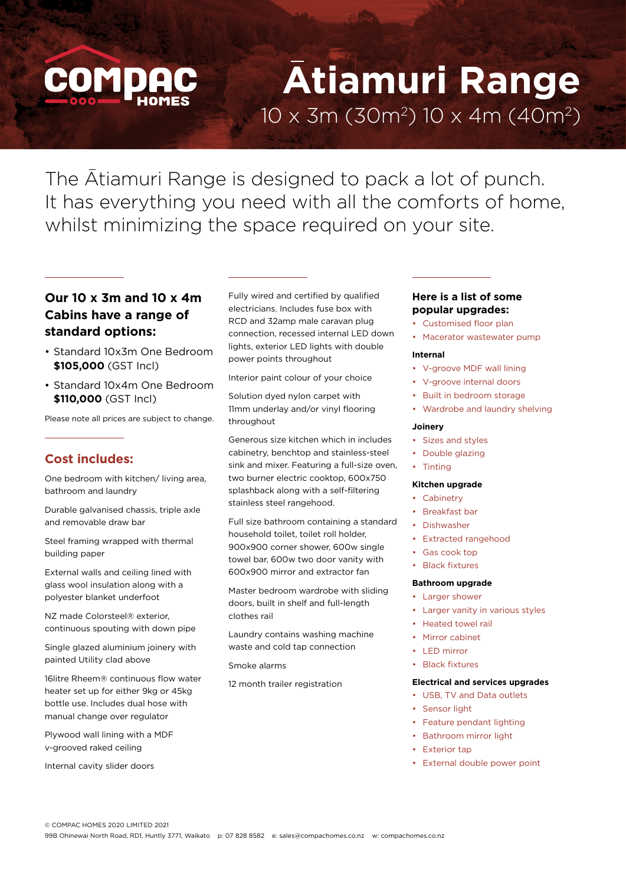COMPAC HOMES

# Ātiamuri Range

10 x 3m (30m$^2$) 10 x 4m (40m$^2$)

The Ātiamuri Range is designed to pack a lot of punch. It has everything you need with all the comforts of home, whilst minimizing the space required on your site.

## Our 10 x 3m and 10 x 4m Cabins have a range of standard options:

- Standard 10x3m One Bedroom **$105,000** (GST Incl)
- Standard 10x4m One Bedroom **$110,000** (GST Incl)

Please note all prices are subject to change.

## Cost includes:

One bedroom with kitchen/ living area, bathroom and laundry

Durable galvanised chassis, triple axle and removable draw bar

Steel framing wrapped with thermal building paper

External walls and ceiling lined with glass wool insulation along with a polyester blanket underfoot

NZ made Colorsteel® exterior, continuous spouting with down pipe

Single glazed aluminium joinery with painted Utility clad above

16litre Rheem® continuous flow water heater set up for either 9kg or 45kg bottle use. Includes dual hose with manual change over regulator

Plywood wall lining with a MDF v-grooved raked ceiling

Internal cavity slider doors

Fully wired and certified by qualified electricians. Includes fuse box with RCD and 32amp male caravan plug connection, recessed internal LED down lights, exterior LED lights with double power points throughout

Interior paint colour of your choice

Solution dyed nylon carpet with 11mm underlay and/or vinyl flooring throughout

Generous size kitchen which in includes cabinetry, benchtop and stainless-steel sink and mixer. Featuring a full-size oven, two burner electric cooktop, 600x750 splashback along with a self-filtering stainless steel rangehood.

Full size bathroom containing a standard household toilet, toilet roll holder, 900x900 corner shower, 600w single towel bar, 600w two door vanity with 600x900 mirror and extractor fan

Master bedroom wardrobe with sliding doors, built in shelf and full-length clothes rail

Laundry contains washing machine waste and cold tap connection

Smoke alarms

12 month trailer registration

## Here is a list of some popular upgrades:

- Customised floor plan
- Macerator wastewater pump

### Internal

- V-groove MDF wall lining
- V-groove internal doors
- Built in bedroom storage
- Wardrobe and laundry shelving

### Joinery

- Sizes and styles
- Double glazing
- Tinting

### Kitchen upgrade

- Cabinetry
- Breakfast bar
- Dishwasher
- Extracted rangehood
- Gas cook top
- Black fixtures

### Bathroom upgrade

- Larger shower
- Larger vanity in various styles
- Heated towel rail
- Mirror cabinet
- LED mirror
- Black fixtures

### Electrical and services upgrades

- USB, TV and Data outlets
- Sensor light
- Feature pendant lighting
- Bathroom mirror light
- Exterior tap
- External double power point

© COMPAC HOMES 2020 LIMITED 2021

99B Ohinewai North Road, RD1, Huntly 3771, Waikato p: 07 828 8582 e: sales@compachomes.co.nz w: compachomes.co.nz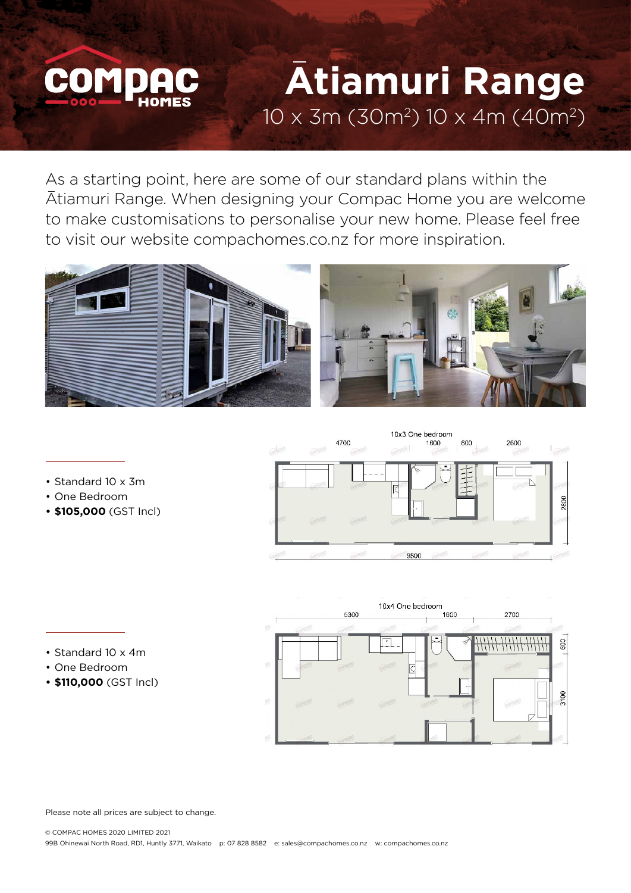COMPAC HOMES

# Ātiamuri Range

10 x 3m (30m²) 10 x 4m (40m²)

As a starting point, here are some of our standard plans within the Ātiamuri Range. When designing your Compac Home you are welcome to make customisations to personalise your new home. Please feel free to visit our website compachomes.co.nz for more inspiration.

- Standard 10 x 3m
- One Bedroom
- **$105,000** (GST Incl)

10x3 One bedroom

4700
1600
600
2600
2800
9800

- Standard 10 x 4m
- One Bedroom
- **$110,000** (GST Incl)

10x4 One bedroom

5300
1600
2700
600
3100

Please note all prices are subject to change.

© COMPAC HOMES 2020 LIMITED 2021

99B Ohinewai North Road, RD1, Huntly 3771, Waikato p: 07 828 8582 e: sales@compachomes.co.nz w: compachomes.co.nz